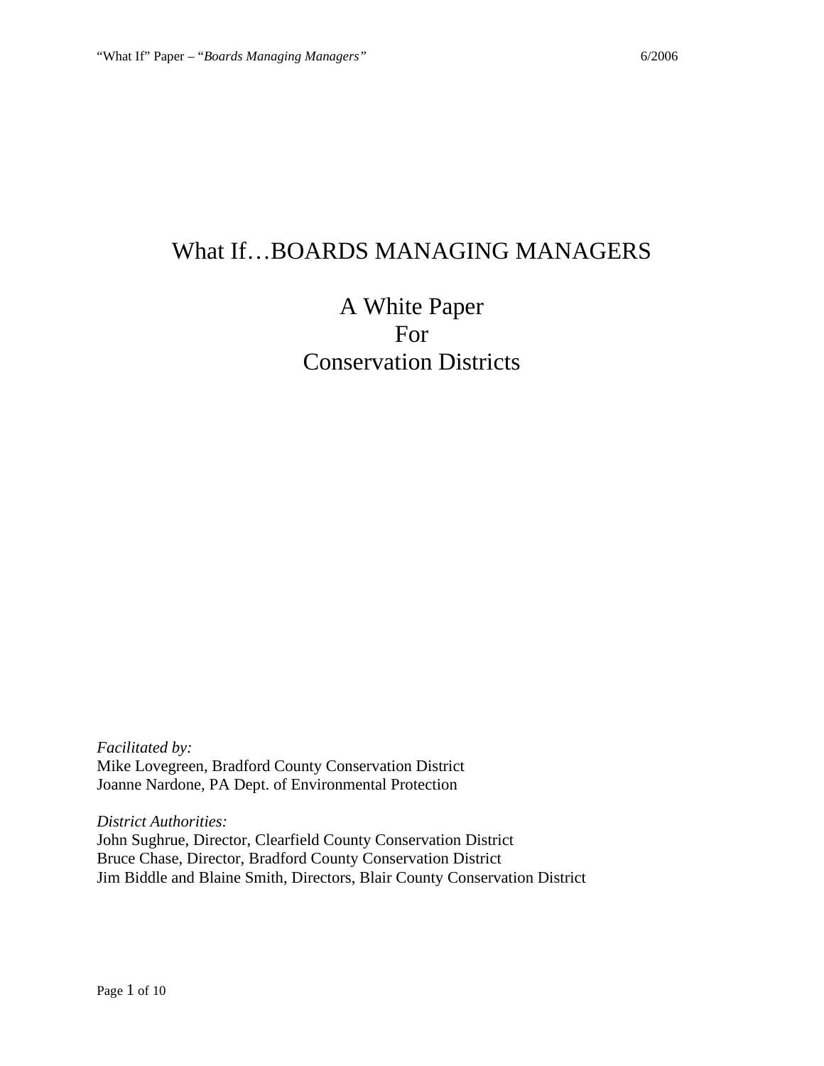# What If…BOARDS MANAGING MANAGERS

## A White Paper
## For
## Conservation Districts

*Facilitated by:*
Mike Lovegreen, Bradford County Conservation District
Joanne Nardone, PA Dept. of Environmental Protection

*District Authorities:*
John Sughrue, Director, Clearfield County Conservation District
Bruce Chase, Director, Bradford County Conservation District
Jim Biddle and Blaine Smith, Directors, Blair County Conservation District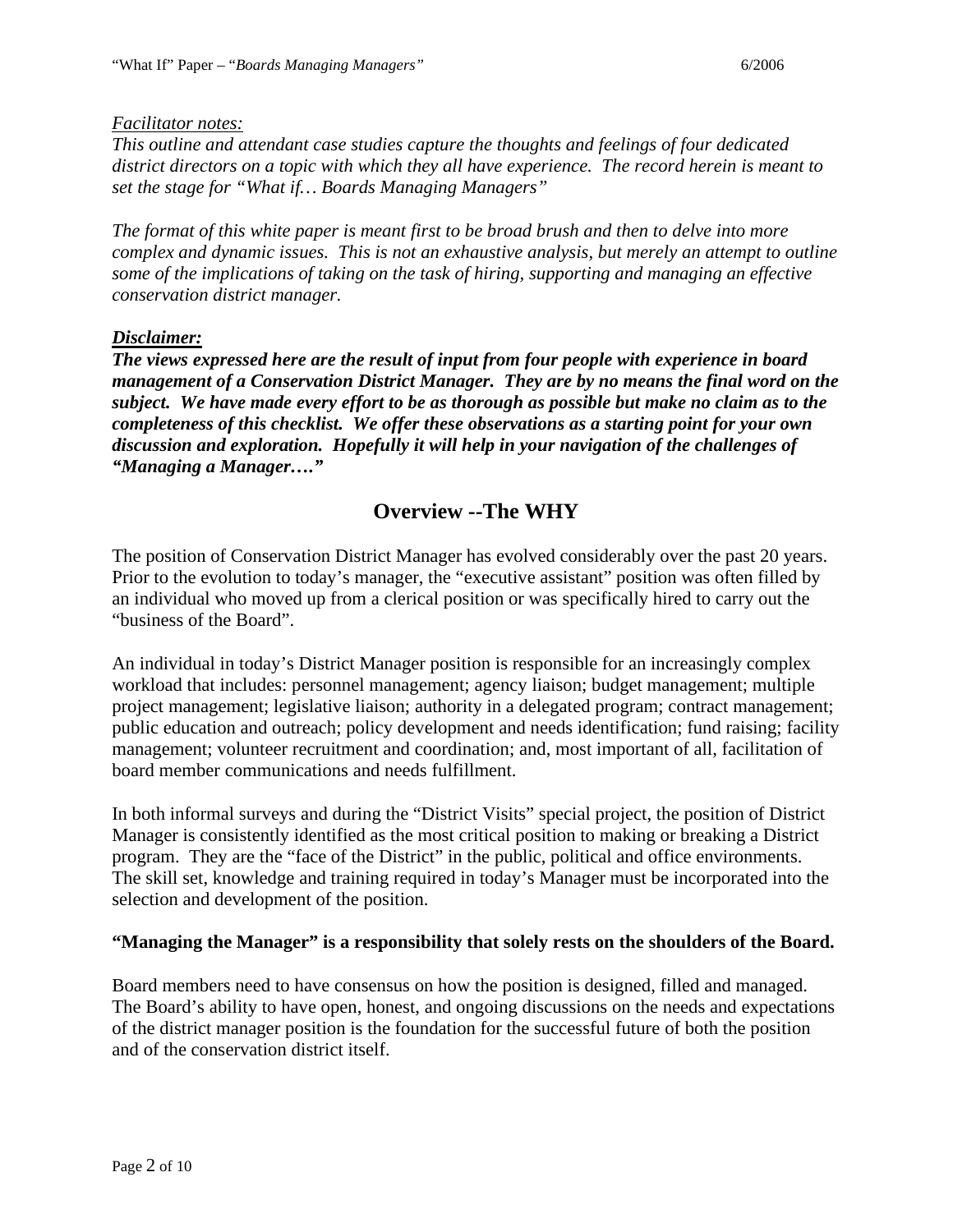*<u>Facilitator notes:</u>*
*This outline and attendant case studies capture the thoughts and feelings of four dedicated district directors on a topic with which they all have experience. The record herein is meant to set the stage for "What if… Boards Managing Managers"*

*The format of this white paper is meant first to be broad brush and then to delve into more complex and dynamic issues. This is not an exhaustive analysis, but merely an attempt to outline some of the implications of taking on the task of hiring, supporting and managing an effective conservation district manager.*

***<u>Disclaimer:</u>***
***The views expressed here are the result of input from four people with experience in board management of a Conservation District Manager. They are by no means the final word on the subject. We have made every effort to be as thorough as possible but make no claim as to the completeness of this checklist. We offer these observations as a starting point for your own discussion and exploration. Hopefully it will help in your navigation of the challenges of "Managing a Manager…."***

## Overview --The WHY

The position of Conservation District Manager has evolved considerably over the past 20 years. Prior to the evolution to today's manager, the "executive assistant" position was often filled by an individual who moved up from a clerical position or was specifically hired to carry out the "business of the Board".

An individual in today's District Manager position is responsible for an increasingly complex workload that includes: personnel management; agency liaison; budget management; multiple project management; legislative liaison; authority in a delegated program; contract management; public education and outreach; policy development and needs identification; fund raising; facility management; volunteer recruitment and coordination; and, most important of all, facilitation of board member communications and needs fulfillment.

In both informal surveys and during the "District Visits" special project, the position of District Manager is consistently identified as the most critical position to making or breaking a District program. They are the "face of the District" in the public, political and office environments. The skill set, knowledge and training required in today's Manager must be incorporated into the selection and development of the position.

**"Managing the Manager" is a responsibility that solely rests on the shoulders of the Board.**

Board members need to have consensus on how the position is designed, filled and managed. The Board's ability to have open, honest, and ongoing discussions on the needs and expectations of the district manager position is the foundation for the successful future of both the position and of the conservation district itself.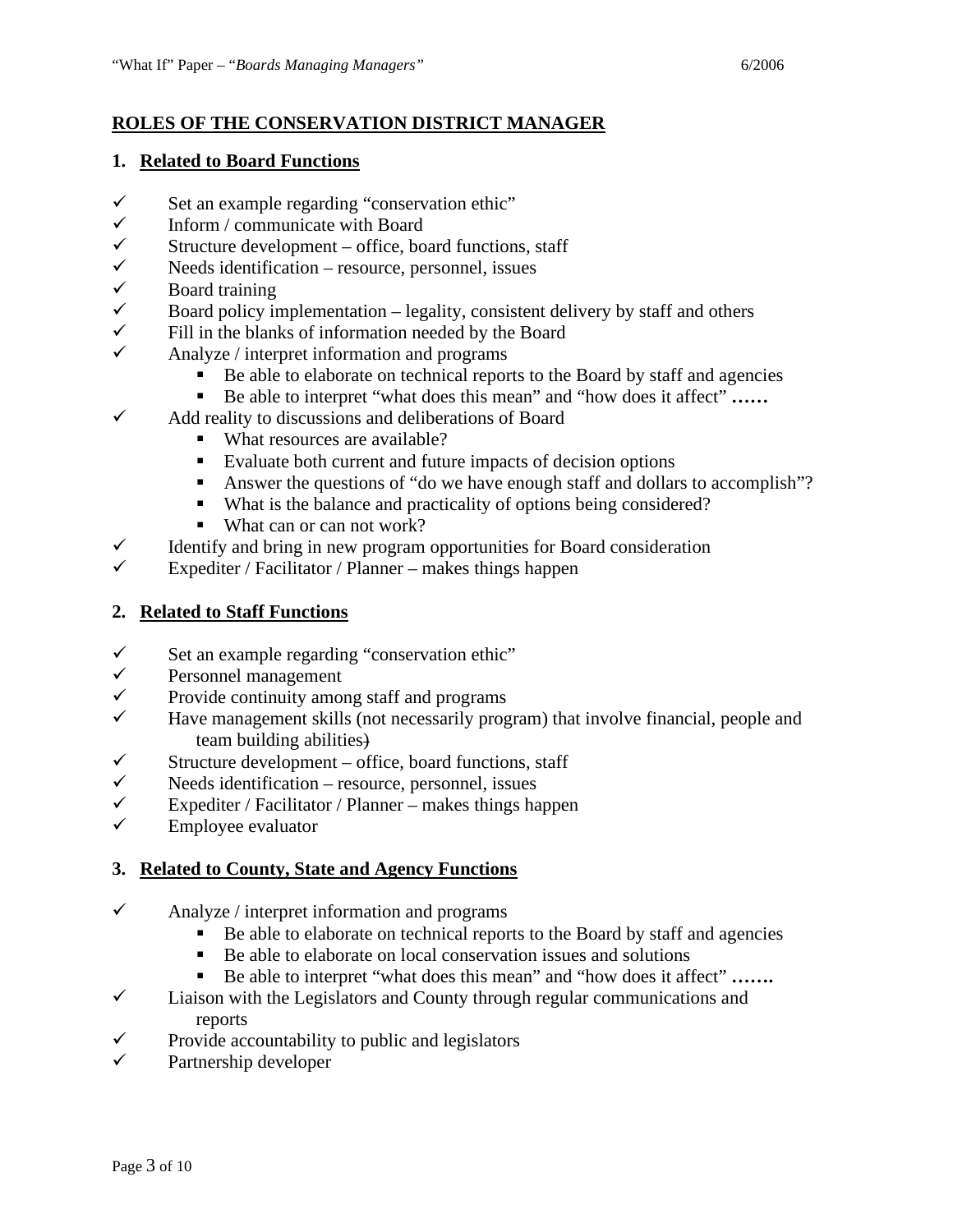## ROLES OF THE CONSERVATION DISTRICT MANAGER

### 1. Related to Board Functions

- ✓ Set an example regarding "conservation ethic"
- ✓ Inform / communicate with Board
- ✓ Structure development – office, board functions, staff
- ✓ Needs identification – resource, personnel, issues
- ✓ Board training
- ✓ Board policy implementation – legality, consistent delivery by staff and others
- ✓ Fill in the blanks of information needed by the Board
- ✓ Analyze / interpret information and programs
  - Be able to elaborate on technical reports to the Board by staff and agencies
  - Be able to interpret "what does this mean" and "how does it affect" **……**
- ✓ Add reality to discussions and deliberations of Board
  - What resources are available?
  - Evaluate both current and future impacts of decision options
  - Answer the questions of "do we have enough staff and dollars to accomplish"?
  - What is the balance and practicality of options being considered?
  - What can or can not work?
- ✓ Identify and bring in new program opportunities for Board consideration
- ✓ Expediter / Facilitator / Planner – makes things happen

### 2. Related to Staff Functions

- ✓ Set an example regarding "conservation ethic"
- ✓ Personnel management
- ✓ Provide continuity among staff and programs
- ✓ Have management skills (not necessarily program) that involve financial, people and team building abilities~~)~~
- ✓ Structure development – office, board functions, staff
- ✓ Needs identification – resource, personnel, issues
- ✓ Expediter / Facilitator / Planner – makes things happen
- ✓ Employee evaluator

### 3. Related to County, State and Agency Functions

- ✓ Analyze / interpret information and programs
  - Be able to elaborate on technical reports to the Board by staff and agencies
  - Be able to elaborate on local conservation issues and solutions
  - Be able to interpret "what does this mean" and "how does it affect" **…….**
- ✓ Liaison with the Legislators and County through regular communications and reports
- ✓ Provide accountability to public and legislators
- ✓ Partnership developer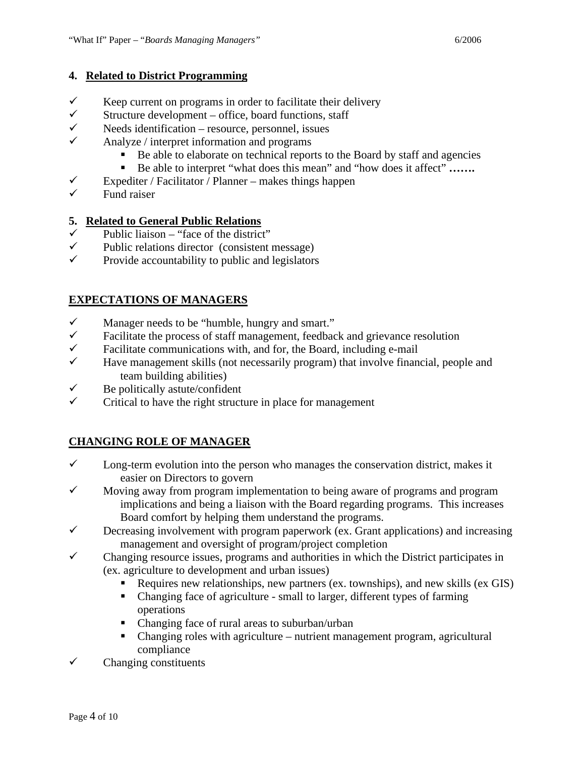### 4. Related to District Programming

- ✓ Keep current on programs in order to facilitate their delivery
- ✓ Structure development – office, board functions, staff
- ✓ Needs identification – resource, personnel, issues
- ✓ Analyze / interpret information and programs
  - Be able to elaborate on technical reports to the Board by staff and agencies
  - Be able to interpret "what does this mean" and "how does it affect" **…….**
- ✓ Expediter / Facilitator / Planner – makes things happen
- ✓ Fund raiser

### 5. Related to General Public Relations

- ✓ Public liaison – "face of the district"
- ✓ Public relations director (consistent message)
- ✓ Provide accountability to public and legislators

## EXPECTATIONS OF MANAGERS

- ✓ Manager needs to be "humble, hungry and smart."
- ✓ Facilitate the process of staff management, feedback and grievance resolution
- ✓ Facilitate communications with, and for, the Board, including e-mail
- ✓ Have management skills (not necessarily program) that involve financial, people and team building abilities)
- ✓ Be politically astute/confident
- ✓ Critical to have the right structure in place for management

## CHANGING ROLE OF MANAGER

- ✓ Long-term evolution into the person who manages the conservation district, makes it easier on Directors to govern
- ✓ Moving away from program implementation to being aware of programs and program implications and being a liaison with the Board regarding programs. This increases Board comfort by helping them understand the programs.
- ✓ Decreasing involvement with program paperwork (ex. Grant applications) and increasing management and oversight of program/project completion
- ✓ Changing resource issues, programs and authorities in which the District participates in (ex. agriculture to development and urban issues)
  - Requires new relationships, new partners (ex. townships), and new skills (ex GIS)
  - Changing face of agriculture - small to larger, different types of farming operations
  - Changing face of rural areas to suburban/urban
  - Changing roles with agriculture – nutrient management program, agricultural compliance
- ✓ Changing constituents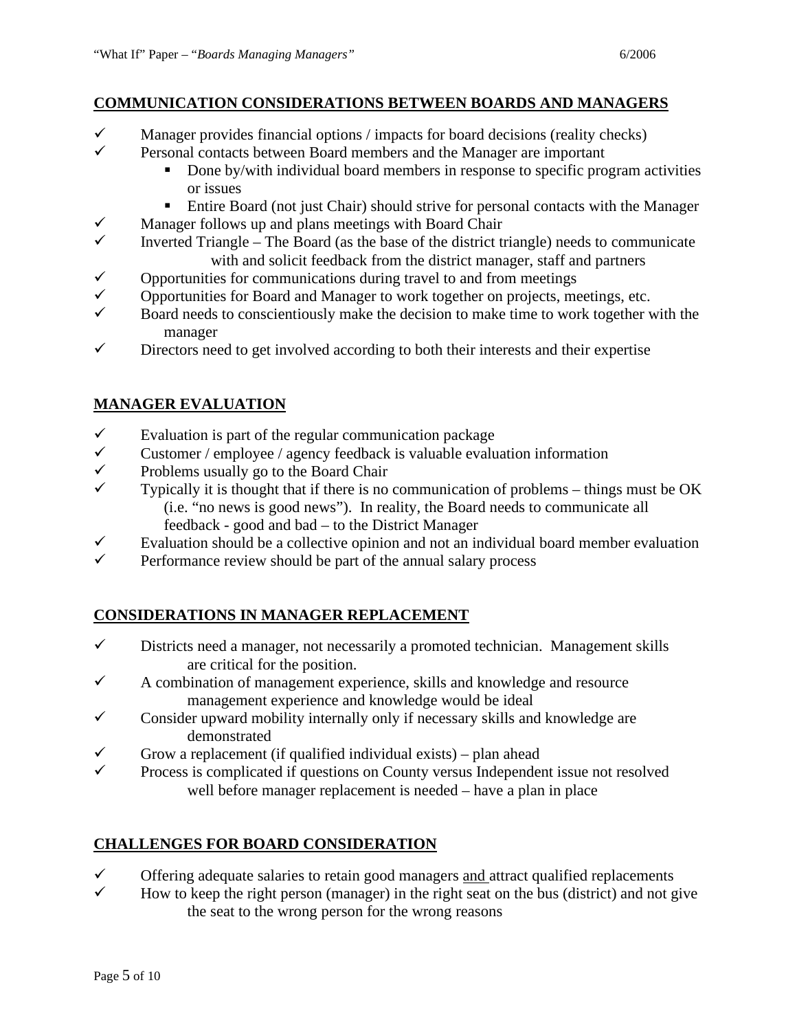## COMMUNICATION CONSIDERATIONS BETWEEN BOARDS AND MANAGERS

- ✓ Manager provides financial options / impacts for board decisions (reality checks)
- ✓ Personal contacts between Board members and the Manager are important
  - Done by/with individual board members in response to specific program activities or issues
  - Entire Board (not just Chair) should strive for personal contacts with the Manager
- ✓ Manager follows up and plans meetings with Board Chair
- ✓ Inverted Triangle – The Board (as the base of the district triangle) needs to communicate with and solicit feedback from the district manager, staff and partners
- ✓ Opportunities for communications during travel to and from meetings
- ✓ Opportunities for Board and Manager to work together on projects, meetings, etc.
- ✓ Board needs to conscientiously make the decision to make time to work together with the manager
- ✓ Directors need to get involved according to both their interests and their expertise

## MANAGER EVALUATION

- ✓ Evaluation is part of the regular communication package
- ✓ Customer / employee / agency feedback is valuable evaluation information
- ✓ Problems usually go to the Board Chair
- ✓ Typically it is thought that if there is no communication of problems – things must be OK (i.e. "no news is good news"). In reality, the Board needs to communicate all feedback - good and bad – to the District Manager
- ✓ Evaluation should be a collective opinion and not an individual board member evaluation
- ✓ Performance review should be part of the annual salary process

## CONSIDERATIONS IN MANAGER REPLACEMENT

- ✓ Districts need a manager, not necessarily a promoted technician. Management skills are critical for the position.
- ✓ A combination of management experience, skills and knowledge and resource management experience and knowledge would be ideal
- ✓ Consider upward mobility internally only if necessary skills and knowledge are demonstrated
- ✓ Grow a replacement (if qualified individual exists) – plan ahead
- ✓ Process is complicated if questions on County versus Independent issue not resolved well before manager replacement is needed – have a plan in place

## CHALLENGES FOR BOARD CONSIDERATION

- ✓ Offering adequate salaries to retain good managers <u>and</u> attract qualified replacements
- ✓ How to keep the right person (manager) in the right seat on the bus (district) and not give the seat to the wrong person for the wrong reasons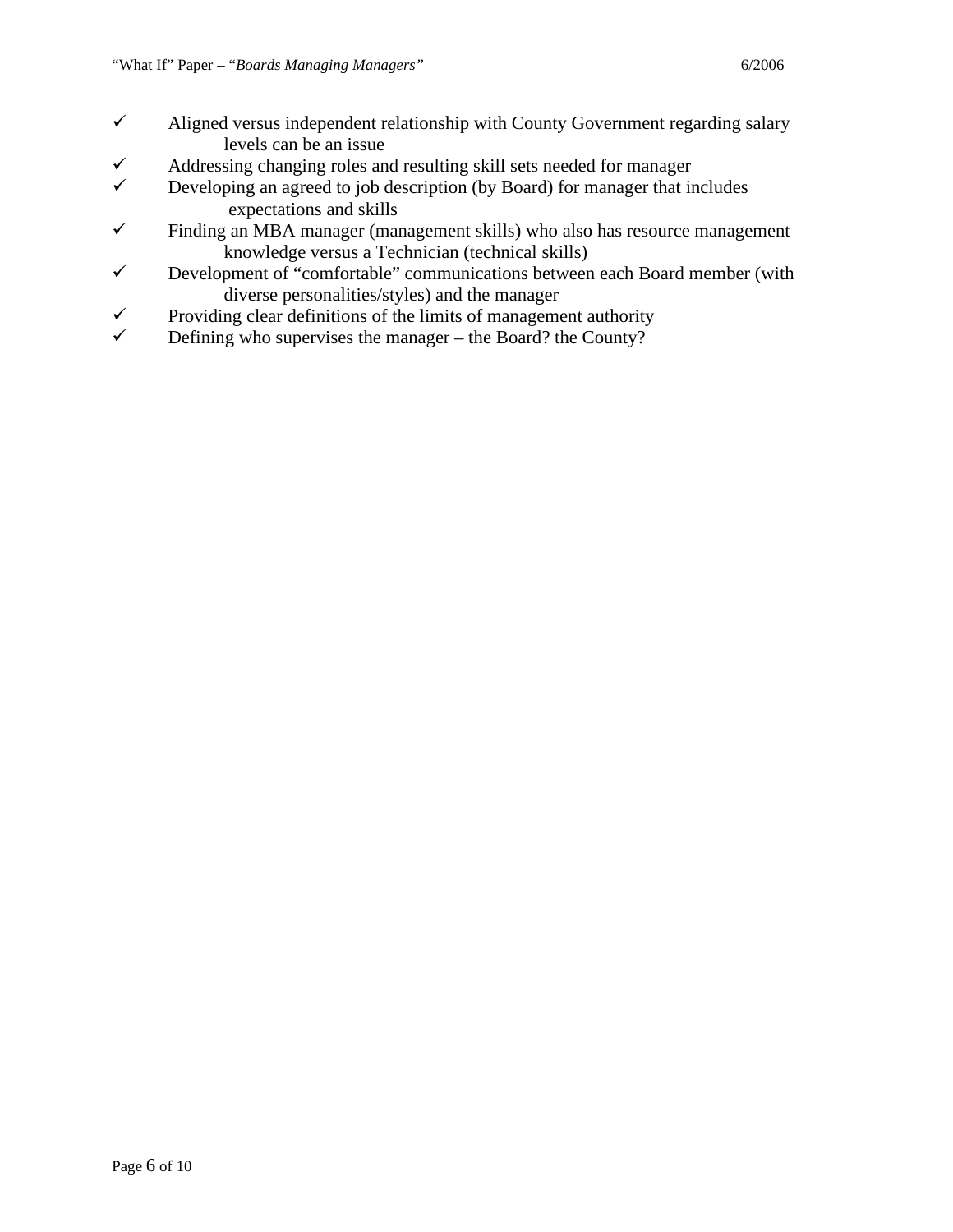- ✓ Aligned versus independent relationship with County Government regarding salary levels can be an issue
- ✓ Addressing changing roles and resulting skill sets needed for manager
- ✓ Developing an agreed to job description (by Board) for manager that includes expectations and skills
- ✓ Finding an MBA manager (management skills) who also has resource management knowledge versus a Technician (technical skills)
- ✓ Development of "comfortable" communications between each Board member (with diverse personalities/styles) and the manager
- ✓ Providing clear definitions of the limits of management authority
- ✓ Defining who supervises the manager – the Board? the County?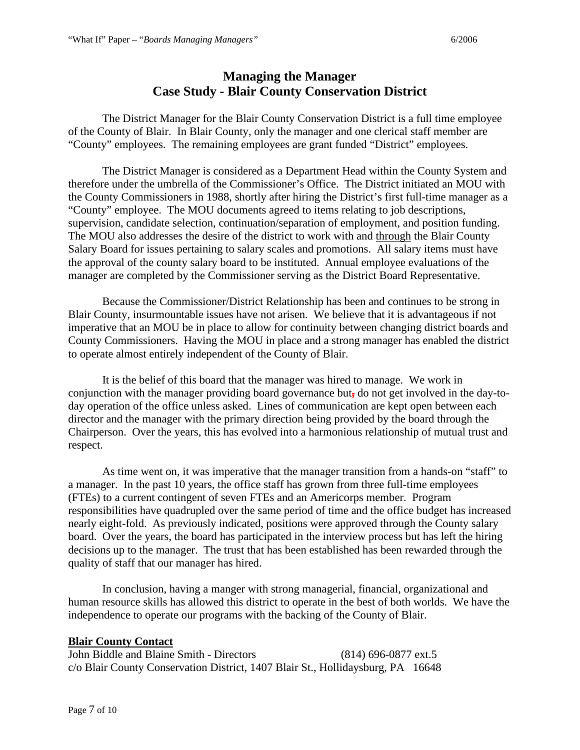# Managing the Manager
# Case Study - Blair County Conservation District

The District Manager for the Blair County Conservation District is a full time employee of the County of Blair. In Blair County, only the manager and one clerical staff member are "County" employees. The remaining employees are grant funded "District" employees.

The District Manager is considered as a Department Head within the County System and therefore under the umbrella of the Commissioner's Office. The District initiated an MOU with the County Commissioners in 1988, shortly after hiring the District's first full-time manager as a "County" employee. The MOU documents agreed to items relating to job descriptions, supervision, candidate selection, continuation/separation of employment, and position funding. The MOU also addresses the desire of the district to work with and <u>through</u> the Blair County Salary Board for issues pertaining to salary scales and promotions. All salary items must have the approval of the county salary board to be instituted. Annual employee evaluations of the manager are completed by the Commissioner serving as the District Board Representative.

Because the Commissioner/District Relationship has been and continues to be strong in Blair County, insurmountable issues have not arisen. We believe that it is advantageous if not imperative that an MOU be in place to allow for continuity between changing district boards and County Commissioners. Having the MOU in place and a strong manager has enabled the district to operate almost entirely independent of the County of Blair.

It is the belief of this board that the manager was hired to manage. We work in conjunction with the manager providing board governance but, do not get involved in the day-to-day operation of the office unless asked. Lines of communication are kept open between each director and the manager with the primary direction being provided by the board through the Chairperson. Over the years, this has evolved into a harmonious relationship of mutual trust and respect.

As time went on, it was imperative that the manager transition from a hands-on "staff" to a manager. In the past 10 years, the office staff has grown from three full-time employees (FTEs) to a current contingent of seven FTEs and an Americorps member. Program responsibilities have quadrupled over the same period of time and the office budget has increased nearly eight-fold. As previously indicated, positions were approved through the County salary board. Over the years, the board has participated in the interview process but has left the hiring decisions up to the manager. The trust that has been established has been rewarded through the quality of staff that our manager has hired.

In conclusion, having a manger with strong managerial, financial, organizational and human resource skills has allowed this district to operate in the best of both worlds. We have the independence to operate our programs with the backing of the County of Blair.

**<u>Blair County Contact</u>**

John Biddle and Blaine Smith - Directors (814) 696-0877 ext.5
c/o Blair County Conservation District, 1407 Blair St., Hollidaysburg, PA 16648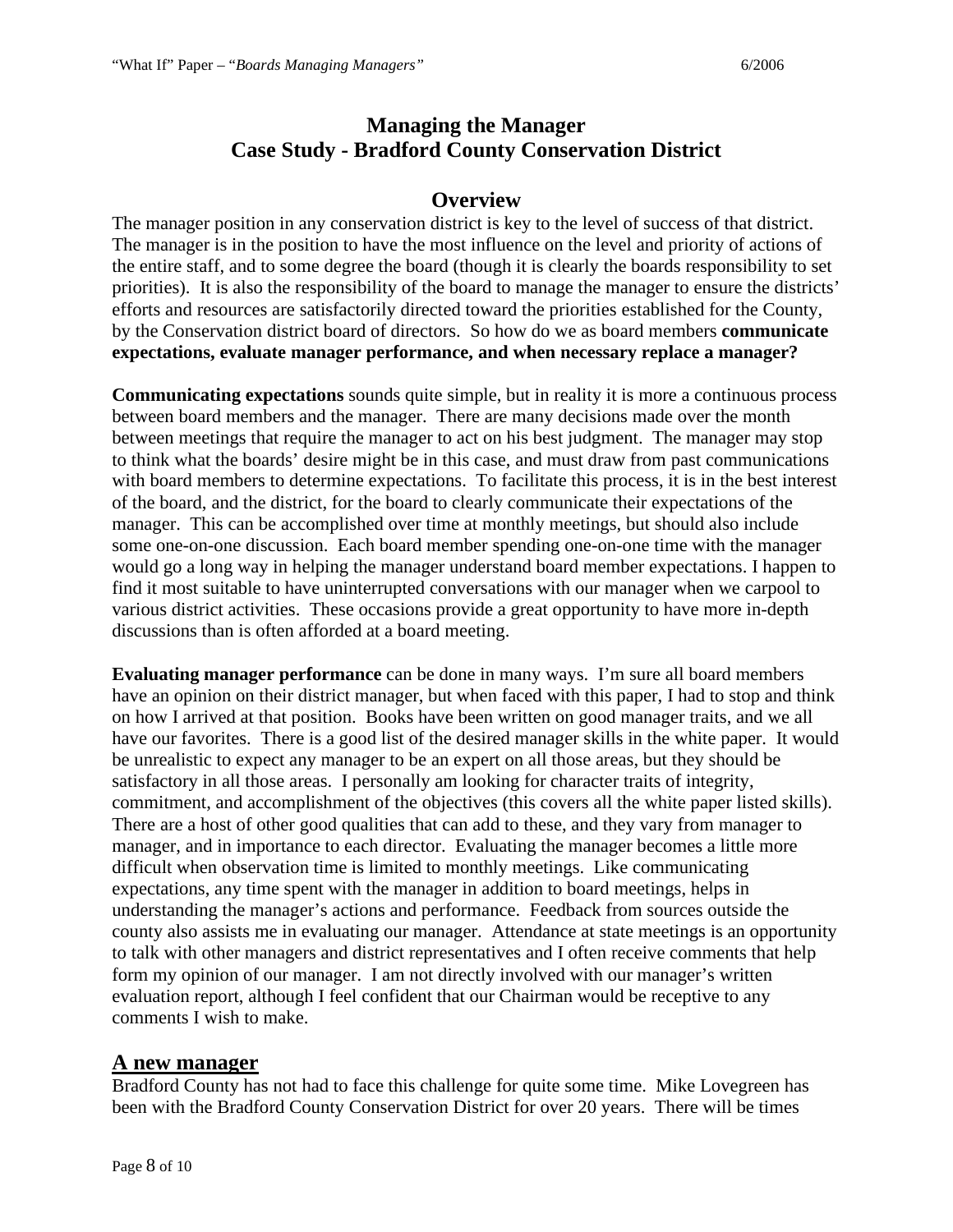## Managing the Manager
## Case Study - Bradford County Conservation District

### Overview

The manager position in any conservation district is key to the level of success of that district. The manager is in the position to have the most influence on the level and priority of actions of the entire staff, and to some degree the board (though it is clearly the boards responsibility to set priorities). It is also the responsibility of the board to manage the manager to ensure the districts' efforts and resources are satisfactorily directed toward the priorities established for the County, by the Conservation district board of directors. So how do we as board members **communicate expectations, evaluate manager performance, and when necessary replace a manager?**

**Communicating expectations** sounds quite simple, but in reality it is more a continuous process between board members and the manager. There are many decisions made over the month between meetings that require the manager to act on his best judgment. The manager may stop to think what the boards' desire might be in this case, and must draw from past communications with board members to determine expectations. To facilitate this process, it is in the best interest of the board, and the district, for the board to clearly communicate their expectations of the manager. This can be accomplished over time at monthly meetings, but should also include some one-on-one discussion. Each board member spending one-on-one time with the manager would go a long way in helping the manager understand board member expectations. I happen to find it most suitable to have uninterrupted conversations with our manager when we carpool to various district activities. These occasions provide a great opportunity to have more in-depth discussions than is often afforded at a board meeting.

**Evaluating manager performance** can be done in many ways. I'm sure all board members have an opinion on their district manager, but when faced with this paper, I had to stop and think on how I arrived at that position. Books have been written on good manager traits, and we all have our favorites. There is a good list of the desired manager skills in the white paper. It would be unrealistic to expect any manager to be an expert on all those areas, but they should be satisfactory in all those areas. I personally am looking for character traits of integrity, commitment, and accomplishment of the objectives (this covers all the white paper listed skills). There are a host of other good qualities that can add to these, and they vary from manager to manager, and in importance to each director. Evaluating the manager becomes a little more difficult when observation time is limited to monthly meetings. Like communicating expectations, any time spent with the manager in addition to board meetings, helps in understanding the manager's actions and performance. Feedback from sources outside the county also assists me in evaluating our manager. Attendance at state meetings is an opportunity to talk with other managers and district representatives and I often receive comments that help form my opinion of our manager. I am not directly involved with our manager's written evaluation report, although I feel confident that our Chairman would be receptive to any comments I wish to make.

### A new manager

Bradford County has not had to face this challenge for quite some time. Mike Lovegreen has been with the Bradford County Conservation District for over 20 years. There will be times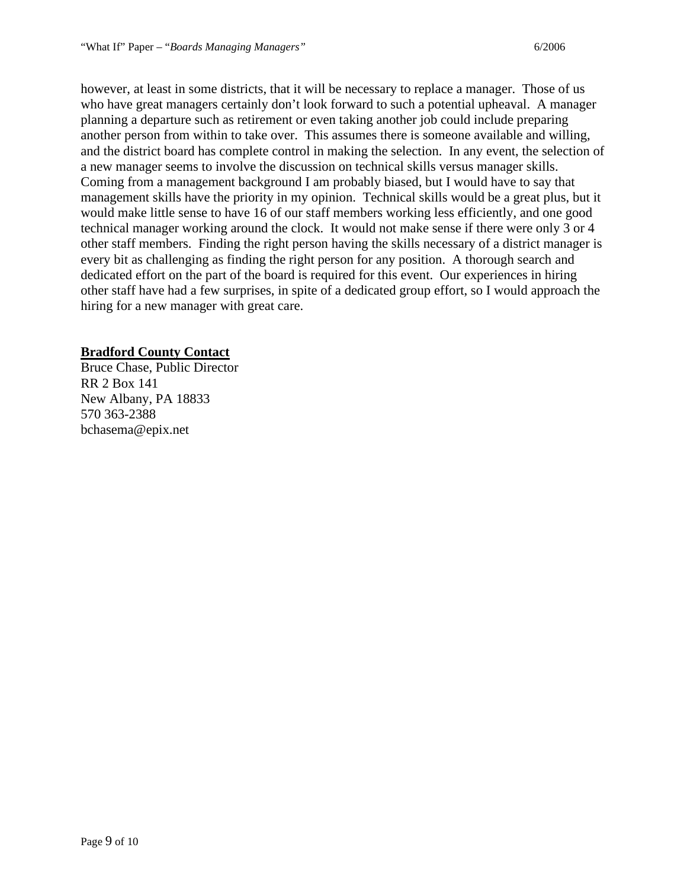however, at least in some districts, that it will be necessary to replace a manager. Those of us who have great managers certainly don't look forward to such a potential upheaval. A manager planning a departure such as retirement or even taking another job could include preparing another person from within to take over. This assumes there is someone available and willing, and the district board has complete control in making the selection. In any event, the selection of a new manager seems to involve the discussion on technical skills versus manager skills. Coming from a management background I am probably biased, but I would have to say that management skills have the priority in my opinion. Technical skills would be a great plus, but it would make little sense to have 16 of our staff members working less efficiently, and one good technical manager working around the clock. It would not make sense if there were only 3 or 4 other staff members. Finding the right person having the skills necessary of a district manager is every bit as challenging as finding the right person for any position. A thorough search and dedicated effort on the part of the board is required for this event. Our experiences in hiring other staff have had a few surprises, in spite of a dedicated group effort, so I would approach the hiring for a new manager with great care.

**Bradford County Contact**

Bruce Chase, Public Director
RR 2 Box 141
New Albany, PA 18833
570 363-2388
bchasema@epix.net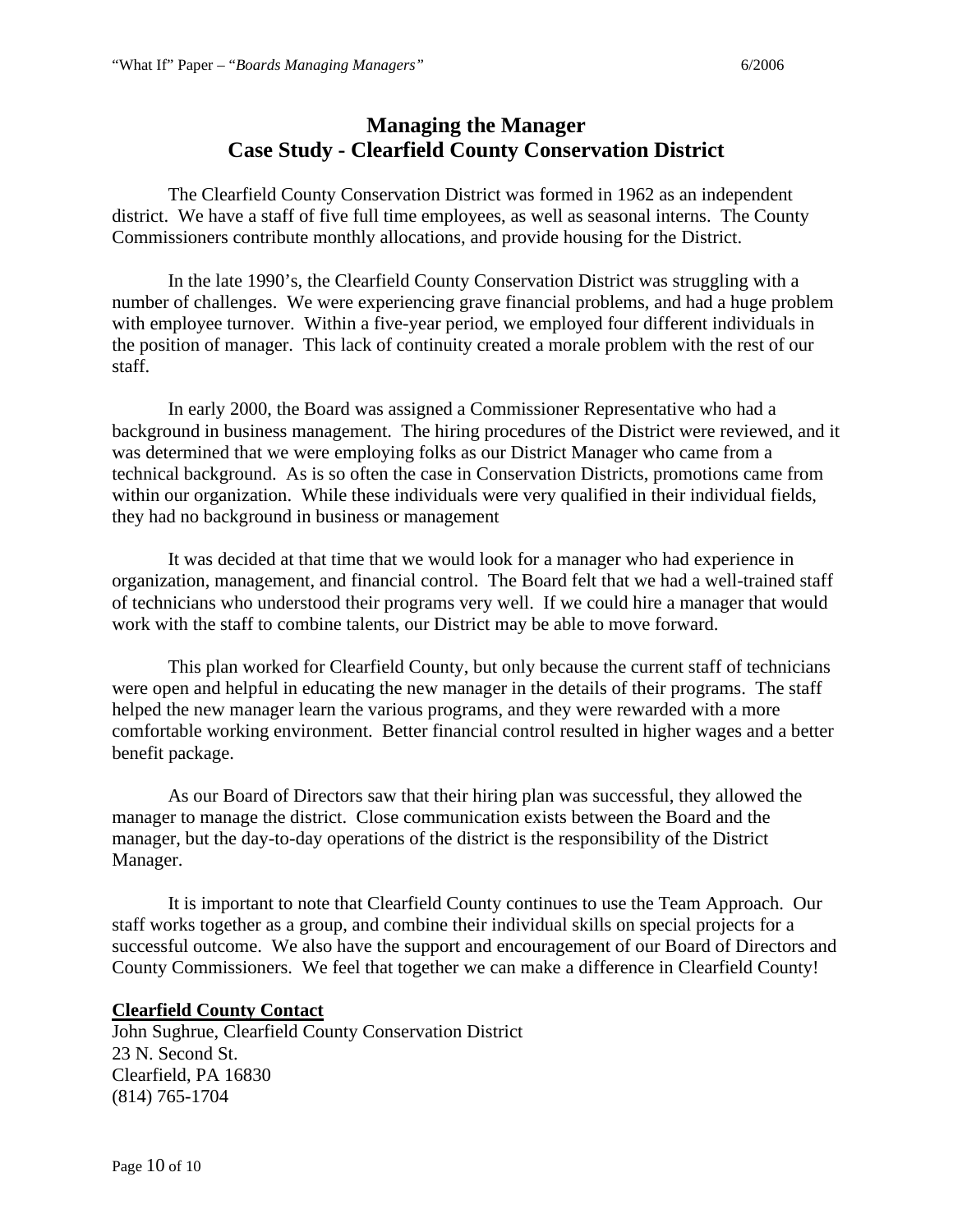# Managing the Manager
# Case Study - Clearfield County Conservation District

The Clearfield County Conservation District was formed in 1962 as an independent district. We have a staff of five full time employees, as well as seasonal interns. The County Commissioners contribute monthly allocations, and provide housing for the District.

In the late 1990's, the Clearfield County Conservation District was struggling with a number of challenges. We were experiencing grave financial problems, and had a huge problem with employee turnover. Within a five-year period, we employed four different individuals in the position of manager. This lack of continuity created a morale problem with the rest of our staff.

In early 2000, the Board was assigned a Commissioner Representative who had a background in business management. The hiring procedures of the District were reviewed, and it was determined that we were employing folks as our District Manager who came from a technical background. As is so often the case in Conservation Districts, promotions came from within our organization. While these individuals were very qualified in their individual fields, they had no background in business or management

It was decided at that time that we would look for a manager who had experience in organization, management, and financial control. The Board felt that we had a well-trained staff of technicians who understood their programs very well. If we could hire a manager that would work with the staff to combine talents, our District may be able to move forward.

This plan worked for Clearfield County, but only because the current staff of technicians were open and helpful in educating the new manager in the details of their programs. The staff helped the new manager learn the various programs, and they were rewarded with a more comfortable working environment. Better financial control resulted in higher wages and a better benefit package.

As our Board of Directors saw that their hiring plan was successful, they allowed the manager to manage the district. Close communication exists between the Board and the manager, but the day-to-day operations of the district is the responsibility of the District Manager.

It is important to note that Clearfield County continues to use the Team Approach. Our staff works together as a group, and combine their individual skills on special projects for a successful outcome. We also have the support and encouragement of our Board of Directors and County Commissioners. We feel that together we can make a difference in Clearfield County!

**Clearfield County Contact**

John Sughrue, Clearfield County Conservation District
23 N. Second St.
Clearfield, PA 16830
(814) 765-1704